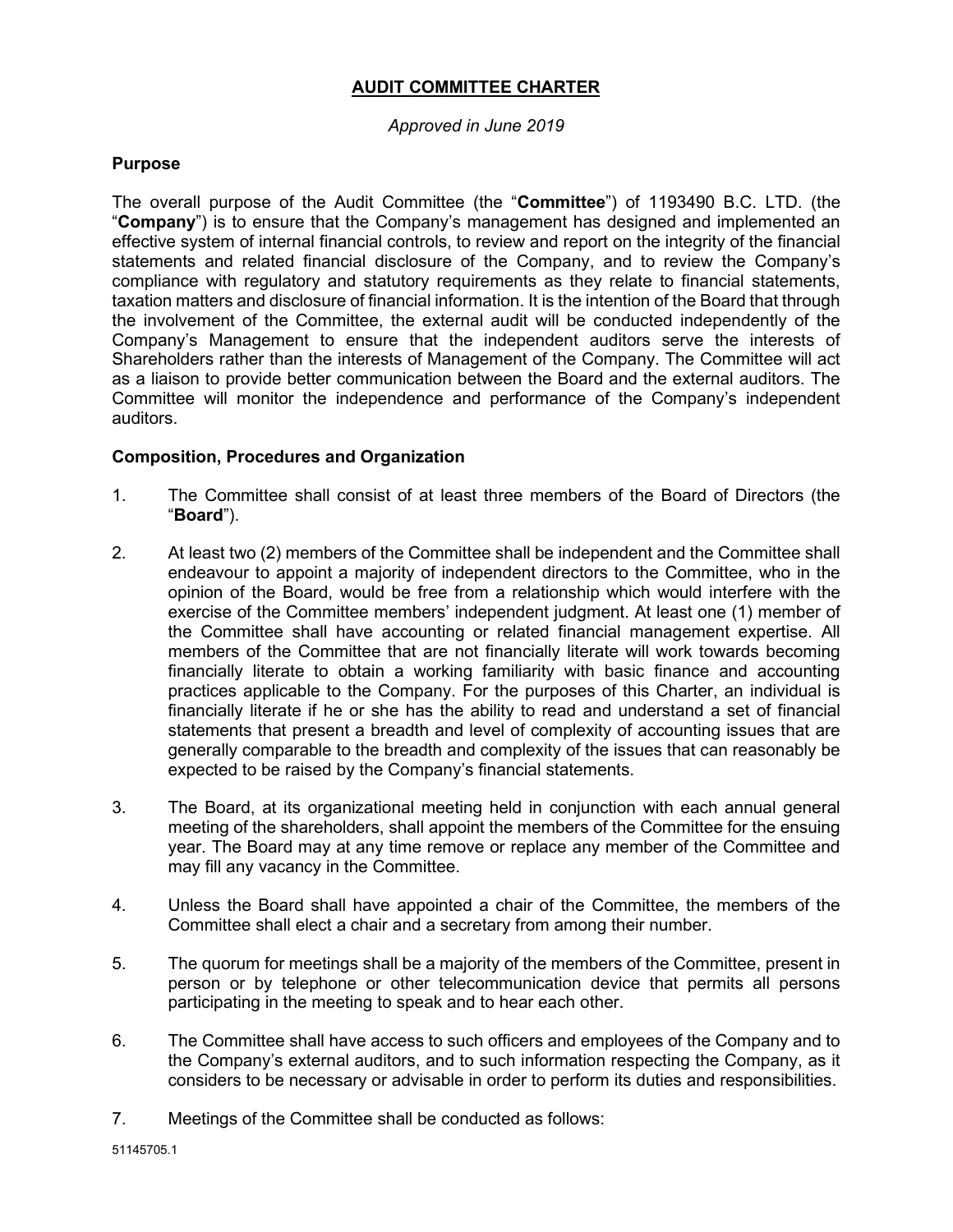# AUDIT COMMITTEE CHARTER

*Approved in June 2019*

## Purpose

The overall purpose of the Audit Committee (the "**Committee**") of 1193490 B.C. LTD. (the "**Company**") is to ensure that the Company's management has designed and implemented an effective system of internal financial controls, to review and report on the integrity of the financial statements and related financial disclosure of the Company, and to review the Company's compliance with regulatory and statutory requirements as they relate to financial statements, taxation matters and disclosure of financial information. It is the intention of the Board that through the involvement of the Committee, the external audit will be conducted independently of the Company's Management to ensure that the independent auditors serve the interests of Shareholders rather than the interests of Management of the Company. The Committee will act as a liaison to provide better communication between the Board and the external auditors. The Committee will monitor the independence and performance of the Company's independent auditors.

## Composition, Procedures and Organization

1. The Committee shall consist of at least three members of the Board of Directors (the "**Board**").

2. At least two (2) members of the Committee shall be independent and the Committee shall endeavour to appoint a majority of independent directors to the Committee, who in the opinion of the Board, would be free from a relationship which would interfere with the exercise of the Committee members' independent judgment. At least one (1) member of the Committee shall have accounting or related financial management expertise. All members of the Committee that are not financially literate will work towards becoming financially literate to obtain a working familiarity with basic finance and accounting practices applicable to the Company. For the purposes of this Charter, an individual is financially literate if he or she has the ability to read and understand a set of financial statements that present a breadth and level of complexity of accounting issues that are generally comparable to the breadth and complexity of the issues that can reasonably be expected to be raised by the Company's financial statements.

3. The Board, at its organizational meeting held in conjunction with each annual general meeting of the shareholders, shall appoint the members of the Committee for the ensuing year. The Board may at any time remove or replace any member of the Committee and may fill any vacancy in the Committee.

4. Unless the Board shall have appointed a chair of the Committee, the members of the Committee shall elect a chair and a secretary from among their number.

5. The quorum for meetings shall be a majority of the members of the Committee, present in person or by telephone or other telecommunication device that permits all persons participating in the meeting to speak and to hear each other.

6. The Committee shall have access to such officers and employees of the Company and to the Company's external auditors, and to such information respecting the Company, as it considers to be necessary or advisable in order to perform its duties and responsibilities.

7. Meetings of the Committee shall be conducted as follows:

51145705.1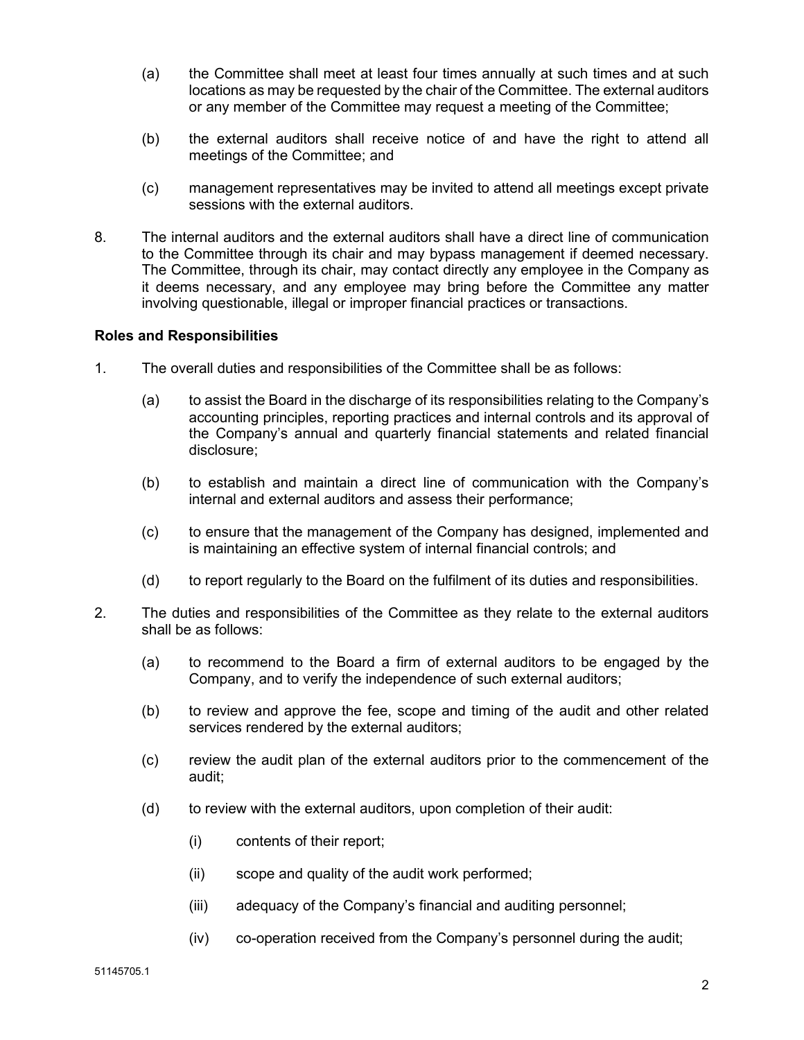(a) the Committee shall meet at least four times annually at such times and at such locations as may be requested by the chair of the Committee. The external auditors or any member of the Committee may request a meeting of the Committee;

(b) the external auditors shall receive notice of and have the right to attend all meetings of the Committee; and

(c) management representatives may be invited to attend all meetings except private sessions with the external auditors.

8. The internal auditors and the external auditors shall have a direct line of communication to the Committee through its chair and may bypass management if deemed necessary. The Committee, through its chair, may contact directly any employee in the Company as it deems necessary, and any employee may bring before the Committee any matter involving questionable, illegal or improper financial practices or transactions.

**Roles and Responsibilities**

1. The overall duties and responsibilities of the Committee shall be as follows:

   (a) to assist the Board in the discharge of its responsibilities relating to the Company's accounting principles, reporting practices and internal controls and its approval of the Company's annual and quarterly financial statements and related financial disclosure;

   (b) to establish and maintain a direct line of communication with the Company's internal and external auditors and assess their performance;

   (c) to ensure that the management of the Company has designed, implemented and is maintaining an effective system of internal financial controls; and

   (d) to report regularly to the Board on the fulfilment of its duties and responsibilities.

2. The duties and responsibilities of the Committee as they relate to the external auditors shall be as follows:

   (a) to recommend to the Board a firm of external auditors to be engaged by the Company, and to verify the independence of such external auditors;

   (b) to review and approve the fee, scope and timing of the audit and other related services rendered by the external auditors;

   (c) review the audit plan of the external auditors prior to the commencement of the audit;

   (d) to review with the external auditors, upon completion of their audit:

      (i) contents of their report;

      (ii) scope and quality of the audit work performed;

      (iii) adequacy of the Company's financial and auditing personnel;

      (iv) co-operation received from the Company's personnel during the audit;

51145705.1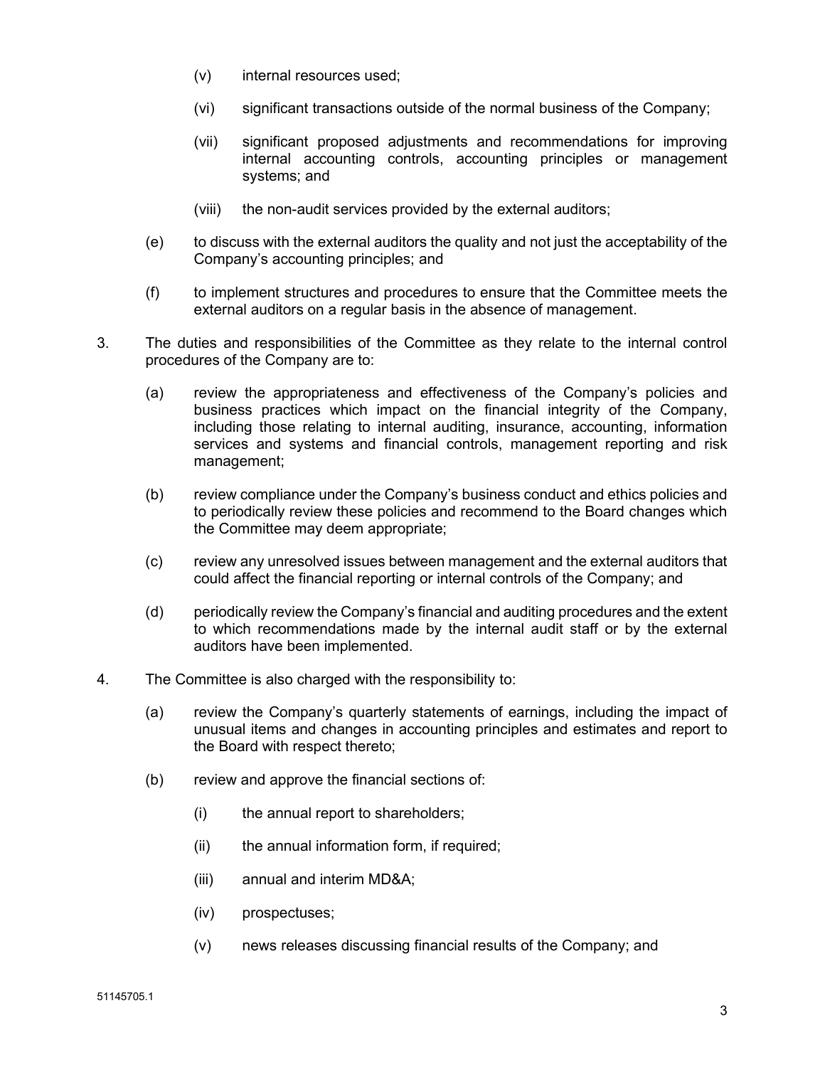(v) internal resources used;

(vi) significant transactions outside of the normal business of the Company;

(vii) significant proposed adjustments and recommendations for improving internal accounting controls, accounting principles or management systems; and

(viii) the non-audit services provided by the external auditors;

(e) to discuss with the external auditors the quality and not just the acceptability of the Company's accounting principles; and

(f) to implement structures and procedures to ensure that the Committee meets the external auditors on a regular basis in the absence of management.

3. The duties and responsibilities of the Committee as they relate to the internal control procedures of the Company are to:

   (a) review the appropriateness and effectiveness of the Company's policies and business practices which impact on the financial integrity of the Company, including those relating to internal auditing, insurance, accounting, information services and systems and financial controls, management reporting and risk management;

   (b) review compliance under the Company's business conduct and ethics policies and to periodically review these policies and recommend to the Board changes which the Committee may deem appropriate;

   (c) review any unresolved issues between management and the external auditors that could affect the financial reporting or internal controls of the Company; and

   (d) periodically review the Company's financial and auditing procedures and the extent to which recommendations made by the internal audit staff or by the external auditors have been implemented.

4. The Committee is also charged with the responsibility to:

   (a) review the Company's quarterly statements of earnings, including the impact of unusual items and changes in accounting principles and estimates and report to the Board with respect thereto;

   (b) review and approve the financial sections of:

      (i) the annual report to shareholders;

      (ii) the annual information form, if required;

      (iii) annual and interim MD&A;

      (iv) prospectuses;

      (v) news releases discussing financial results of the Company; and

51145705.1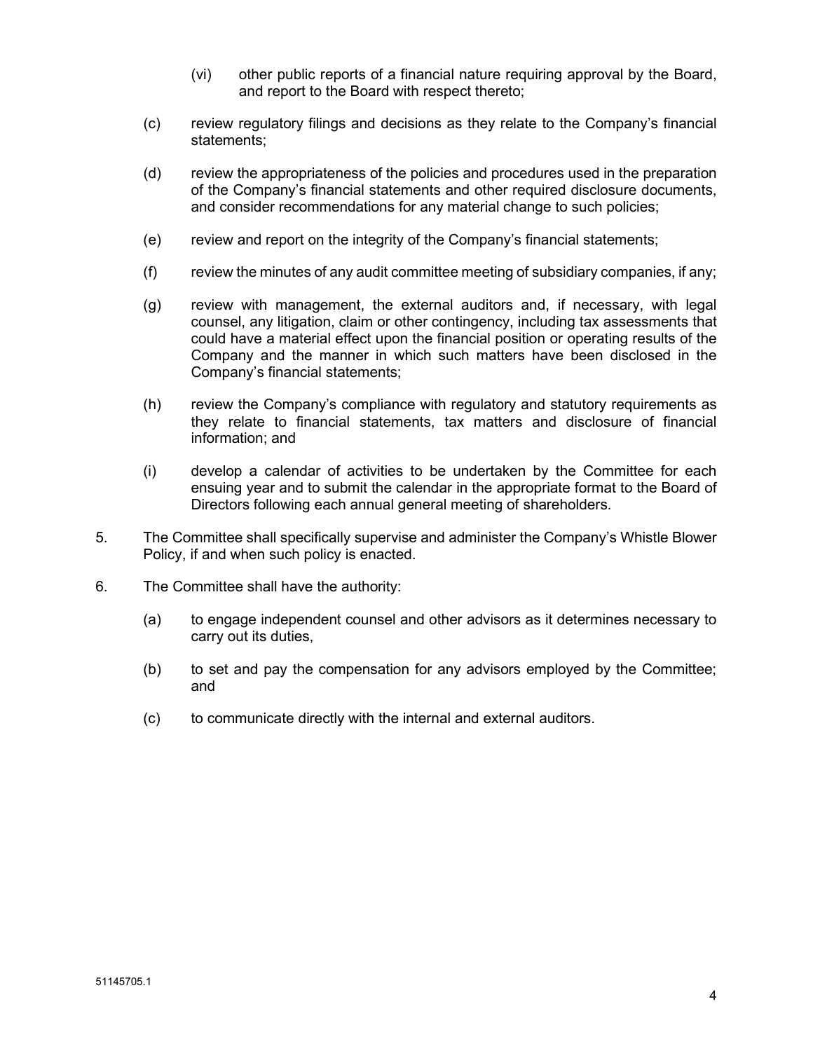(vi) other public reports of a financial nature requiring approval by the Board, and report to the Board with respect thereto;

(c) review regulatory filings and decisions as they relate to the Company's financial statements;

(d) review the appropriateness of the policies and procedures used in the preparation of the Company's financial statements and other required disclosure documents, and consider recommendations for any material change to such policies;

(e) review and report on the integrity of the Company's financial statements;

(f) review the minutes of any audit committee meeting of subsidiary companies, if any;

(g) review with management, the external auditors and, if necessary, with legal counsel, any litigation, claim or other contingency, including tax assessments that could have a material effect upon the financial position or operating results of the Company and the manner in which such matters have been disclosed in the Company's financial statements;

(h) review the Company's compliance with regulatory and statutory requirements as they relate to financial statements, tax matters and disclosure of financial information; and

(i) develop a calendar of activities to be undertaken by the Committee for each ensuing year and to submit the calendar in the appropriate format to the Board of Directors following each annual general meeting of shareholders.

5. The Committee shall specifically supervise and administer the Company's Whistle Blower Policy, if and when such policy is enacted.

6. The Committee shall have the authority:

   (a) to engage independent counsel and other advisors as it determines necessary to carry out its duties,

   (b) to set and pay the compensation for any advisors employed by the Committee; and

   (c) to communicate directly with the internal and external auditors.

51145705.1